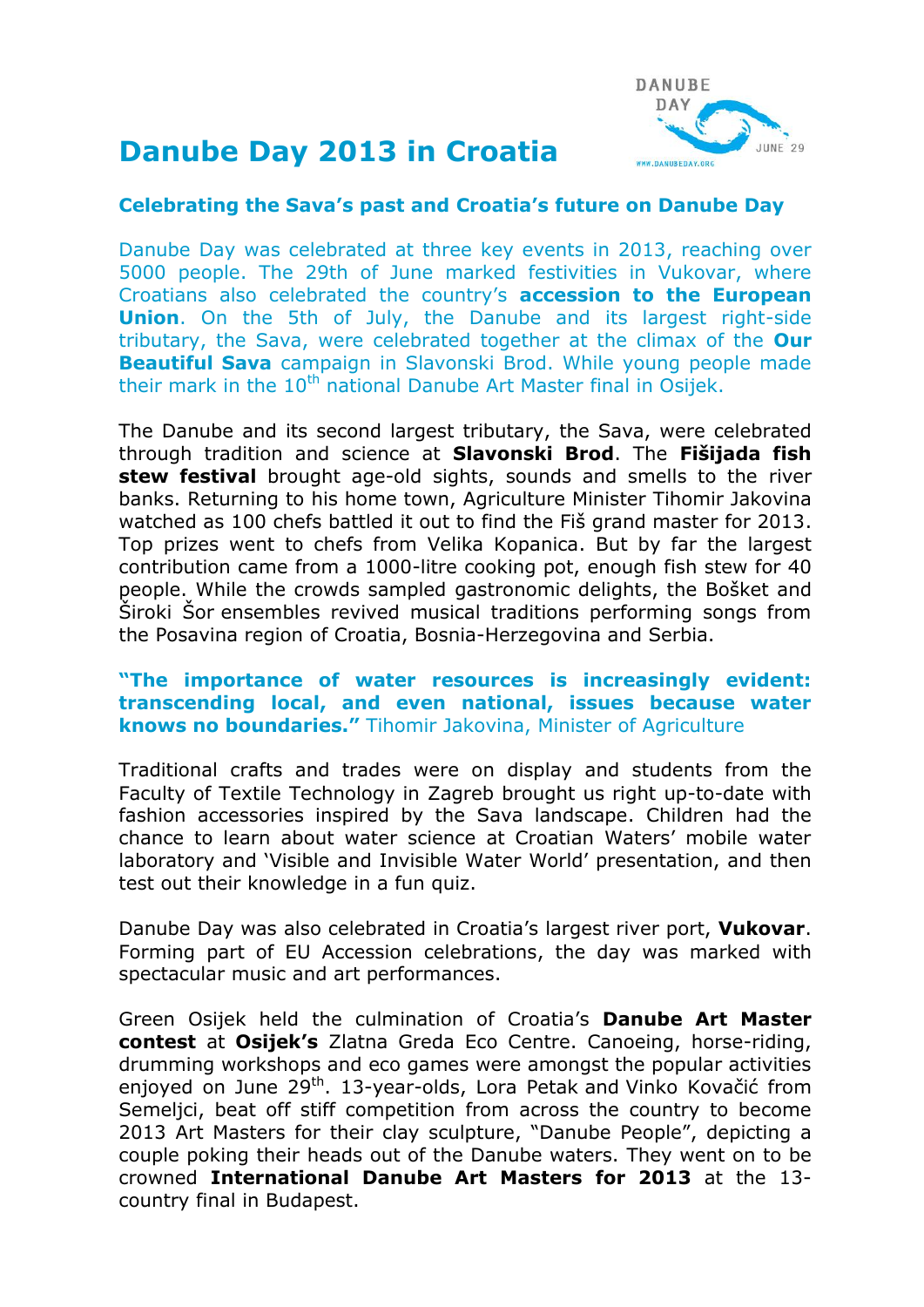# Danube Day 2013 in Croatia

## Celebrating the Sava's past and Croatia's future on Danube Day

Danube Day was celebrated at three key events in 2013, reaching over 5000 people. The 29th of June marked festivities in Vukovar, where Croatians also celebrated the country's **accession to the European Union**. On the 5th of July, the Danube and its largest right-side tributary, the Sava, were celebrated together at the climax of the **Our Beautiful Sava** campaign in Slavonski Brod. While young people made their mark in the 10th national Danube Art Master final in Osijek.

The Danube and its second largest tributary, the Sava, were celebrated through tradition and science at **Slavonski Brod**. The **Fišijada fish stew festival** brought age-old sights, sounds and smells to the river banks. Returning to his home town, Agriculture Minister Tihomir Jakovina watched as 100 chefs battled it out to find the Fiš grand master for 2013. Top prizes went to chefs from Velika Kopanica. But by far the largest contribution came from a 1000-litre cooking pot, enough fish stew for 40 people. While the crowds sampled gastronomic delights, the Bošket and Široki Šor ensembles revived musical traditions performing songs from the Posavina region of Croatia, Bosnia-Herzegovina and Serbia.

**"The importance of water resources is increasingly evident: transcending local, and even national, issues because water knows no boundaries."** Tihomir Jakovina, Minister of Agriculture

Traditional crafts and trades were on display and students from the Faculty of Textile Technology in Zagreb brought us right up-to-date with fashion accessories inspired by the Sava landscape. Children had the chance to learn about water science at Croatian Waters' mobile water laboratory and 'Visible and Invisible Water World' presentation, and then test out their knowledge in a fun quiz.

Danube Day was also celebrated in Croatia's largest river port, **Vukovar**. Forming part of EU Accession celebrations, the day was marked with spectacular music and art performances.

Green Osijek held the culmination of Croatia's **Danube Art Master contest** at **Osijek's** Zlatna Greda Eco Centre. Canoeing, horse-riding, drumming workshops and eco games were amongst the popular activities enjoyed on June 29th. 13-year-olds, Lora Petak and Vinko Kovačić from Semeljci, beat off stiff competition from across the country to become 2013 Art Masters for their clay sculpture, "Danube People", depicting a couple poking their heads out of the Danube waters. They went on to be crowned **International Danube Art Masters for 2013** at the 13-country final in Budapest.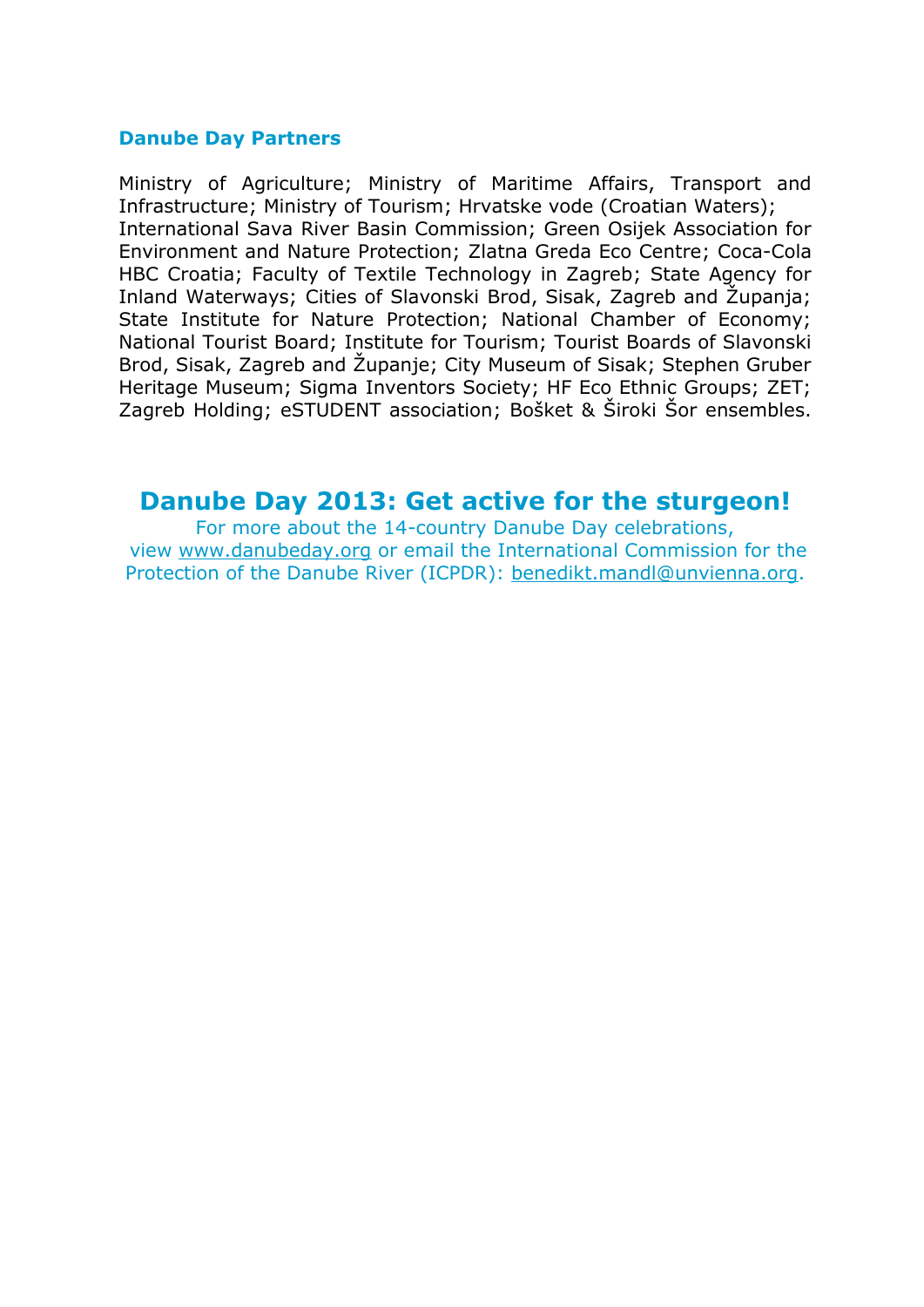### Danube Day Partners

Ministry of Agriculture; Ministry of Maritime Affairs, Transport and Infrastructure; Ministry of Tourism; Hrvatske vode (Croatian Waters); International Sava River Basin Commission; Green Osijek Association for Environment and Nature Protection; Zlatna Greda Eco Centre; Coca-Cola HBC Croatia; Faculty of Textile Technology in Zagreb; State Agency for Inland Waterways; Cities of Slavonski Brod, Sisak, Zagreb and Županja; State Institute for Nature Protection; National Chamber of Economy; National Tourist Board; Institute for Tourism; Tourist Boards of Slavonski Brod, Sisak, Zagreb and Županje; City Museum of Sisak; Stephen Gruber Heritage Museum; Sigma Inventors Society; HF Eco Ethnic Groups; ZET; Zagreb Holding; eSTUDENT association; Bošket & Široki Šor ensembles.

## Danube Day 2013: Get active for the sturgeon!

For more about the 14-country Danube Day celebrations, view www.danubeday.org or email the International Commission for the Protection of the Danube River (ICPDR): benedikt.mandl@unvienna.org.